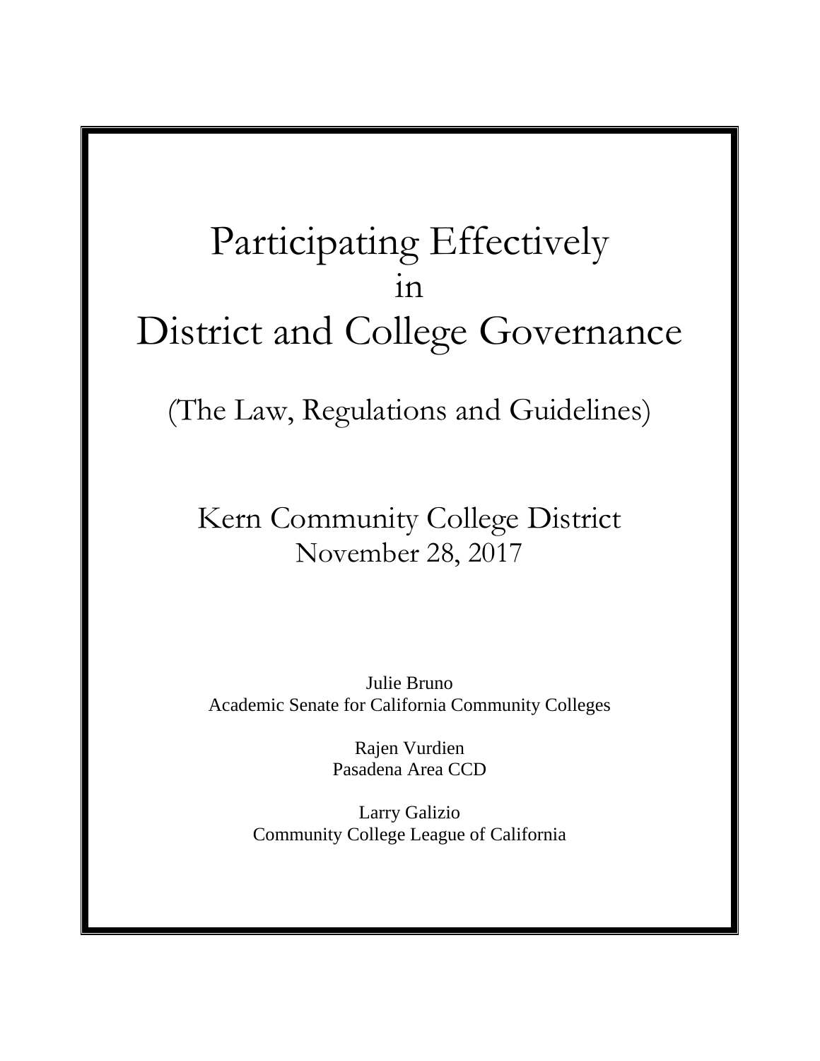# Participating Effectively in District and College Governance

## (The Law, Regulations and Guidelines)

Kern Community College District
November 28, 2017

Julie Bruno
Academic Senate for California Community Colleges

Rajen Vurdien
Pasadena Area CCD

Larry Galizio
Community College League of California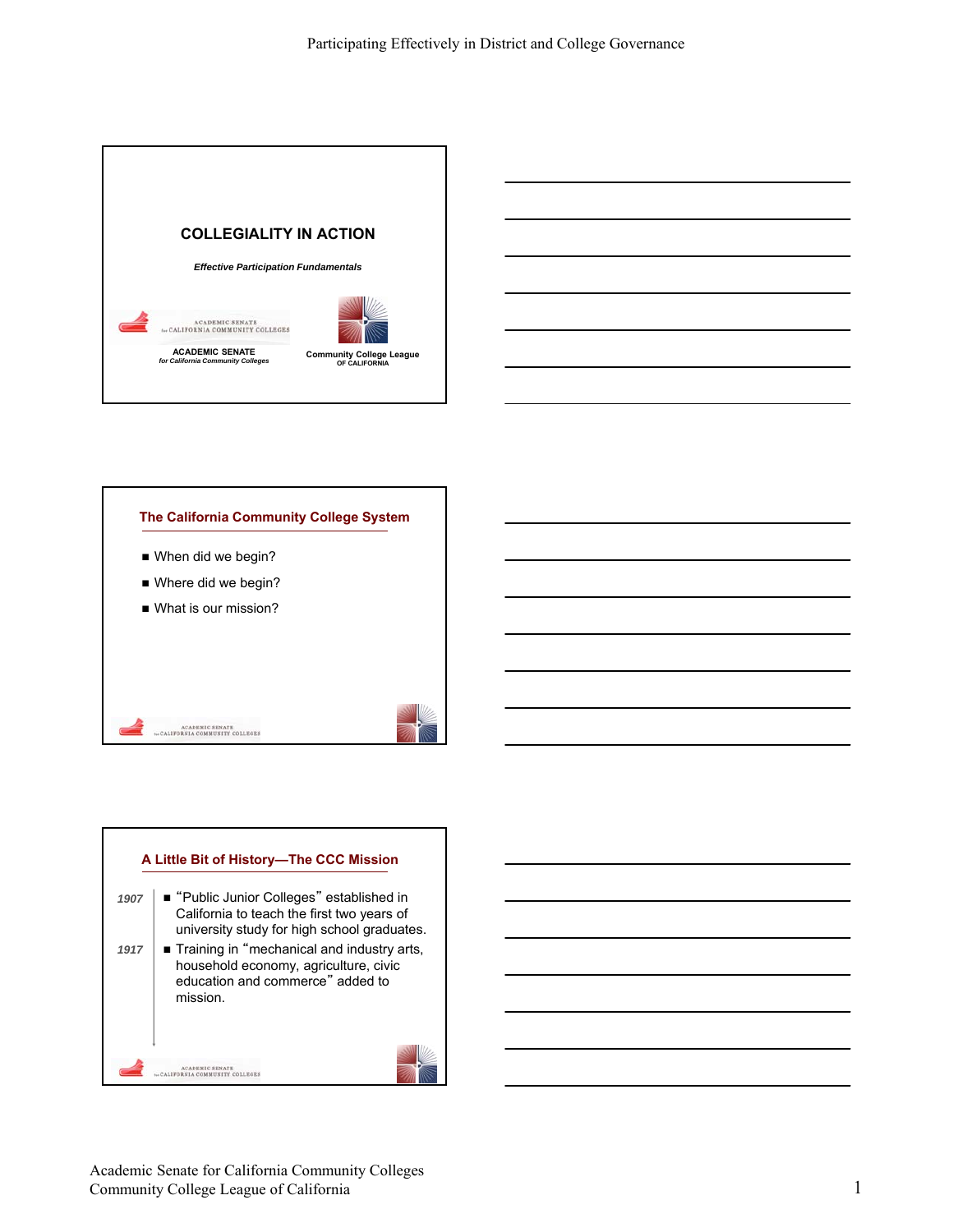## COLLEGIALITY IN ACTION

*Effective Participation Fundamentals*

ACADEMIC SENATE
*for California Community Colleges*

Community College League
OF CALIFORNIA

---

### The California Community College System

- When did we begin?
- Where did we begin?
- What is our mission?

---

### A Little Bit of History—The CCC Mission

*1907*
- "Public Junior Colleges" established in California to teach the first two years of university study for high school graduates.

*1917*
- Training in "mechanical and industry arts, household economy, agriculture, civic education and commerce" added to mission.

Academic Senate for California Community Colleges
Community College League of California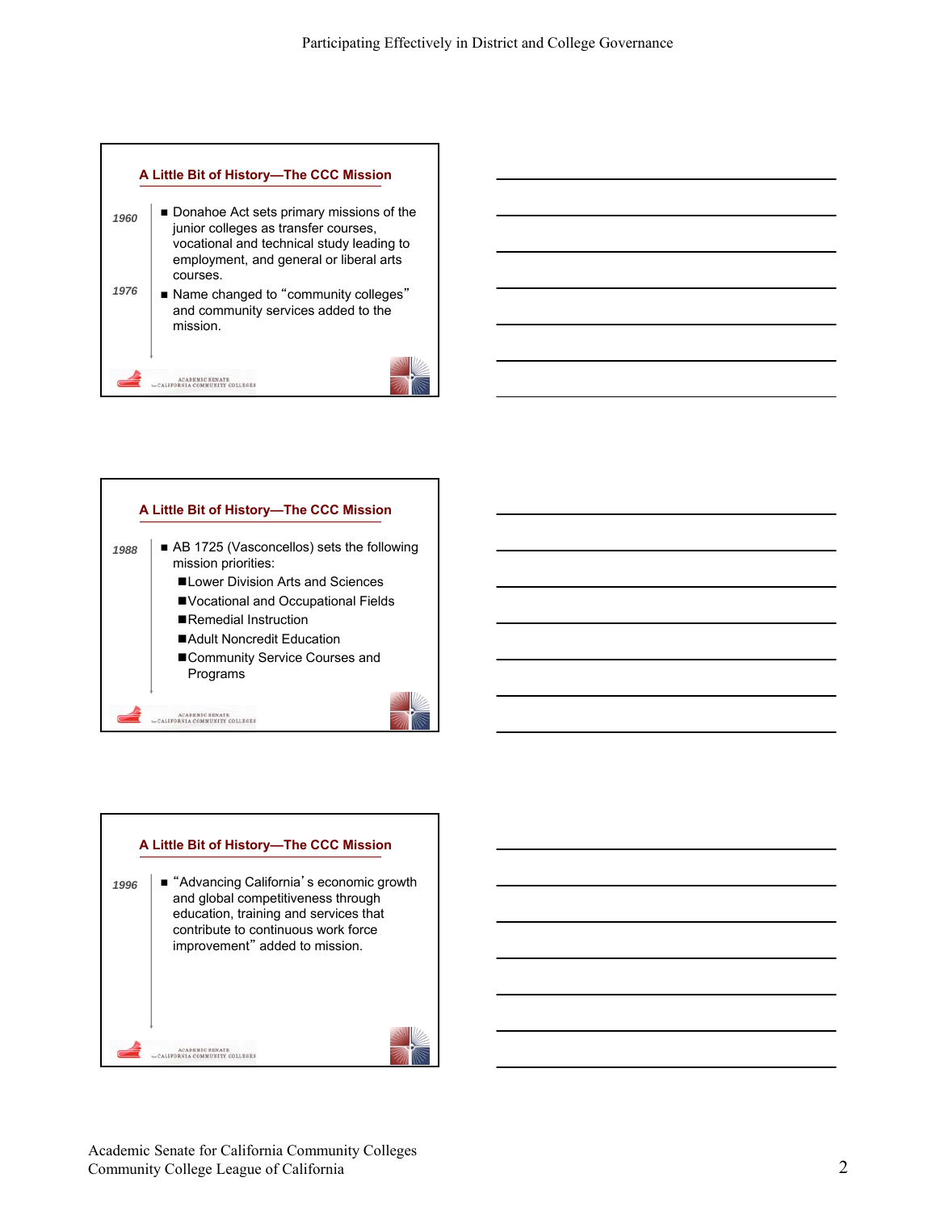## A Little Bit of History—The CCC Mission

*1960*

- Donahoe Act sets primary missions of the junior colleges as transfer courses, vocational and technical study leading to employment, and general or liberal arts courses.

*1976*

- Name changed to "community colleges" and community services added to the mission.

## A Little Bit of History—The CCC Mission

*1988*

- AB 1725 (Vasconcellos) sets the following mission priorities:
  - Lower Division Arts and Sciences
  - Vocational and Occupational Fields
  - Remedial Instruction
  - Adult Noncredit Education
  - Community Service Courses and Programs

## A Little Bit of History—The CCC Mission

*1996*

- "Advancing California's economic growth and global competitiveness through education, training and services that contribute to continuous work force improvement" added to mission.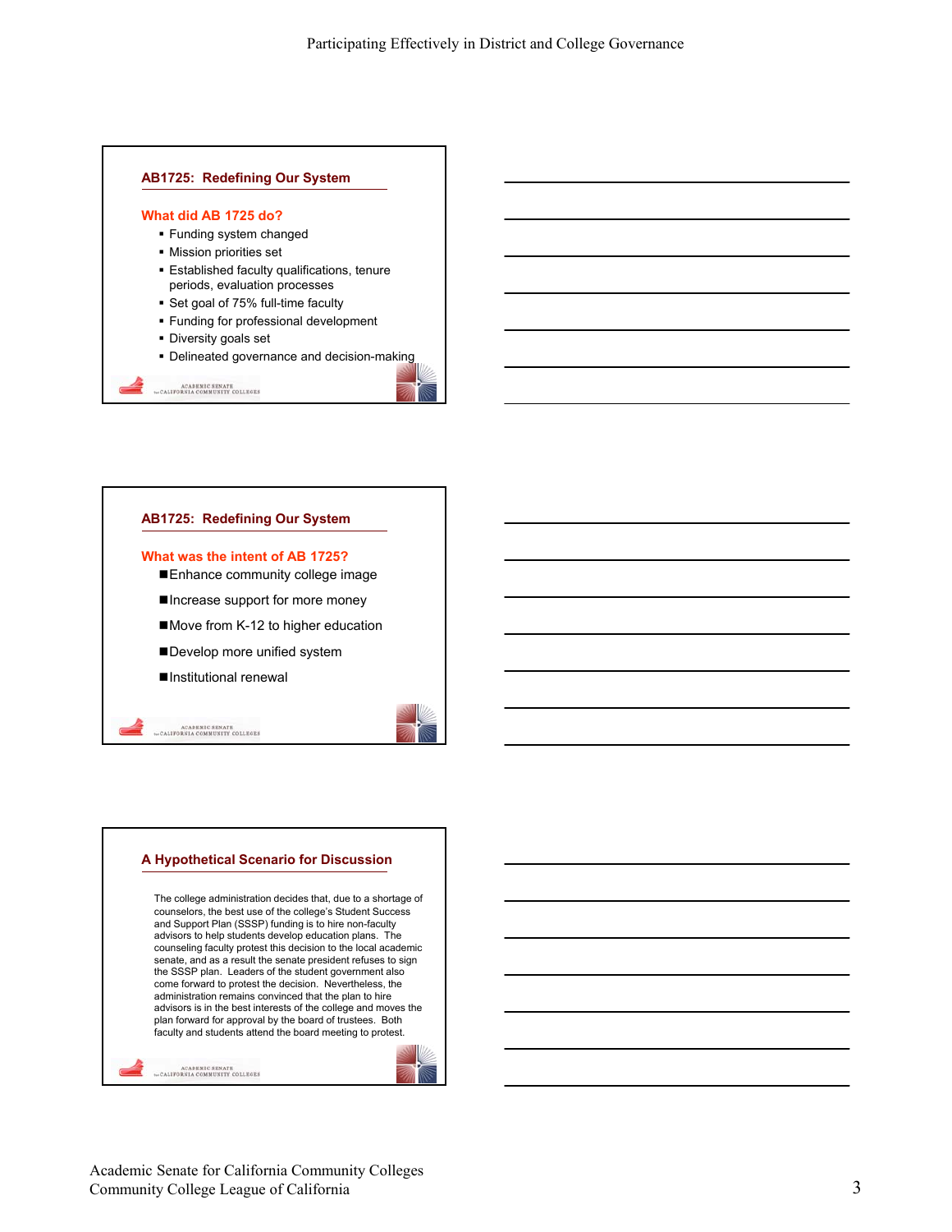## AB1725: Redefining Our System

### What did AB 1725 do?

- Funding system changed
- Mission priorities set
- Established faculty qualifications, tenure periods, evaluation processes
- Set goal of 75% full-time faculty
- Funding for professional development
- Diversity goals set
- Delineated governance and decision-making

## AB1725: Redefining Our System

### What was the intent of AB 1725?

- Enhance community college image
- Increase support for more money
- Move from K-12 to higher education
- Develop more unified system
- Institutional renewal

## A Hypothetical Scenario for Discussion

The college administration decides that, due to a shortage of counselors, the best use of the college's Student Success and Support Plan (SSSP) funding is to hire non-faculty advisors to help students develop education plans. The counseling faculty protest this decision to the local academic senate, and as a result the senate president refuses to sign the SSSP plan. Leaders of the student government also come forward to protest the decision. Nevertheless, the administration remains convinced that the plan to hire advisors is in the best interests of the college and moves the plan forward for approval by the board of trustees. Both faculty and students attend the board meeting to protest.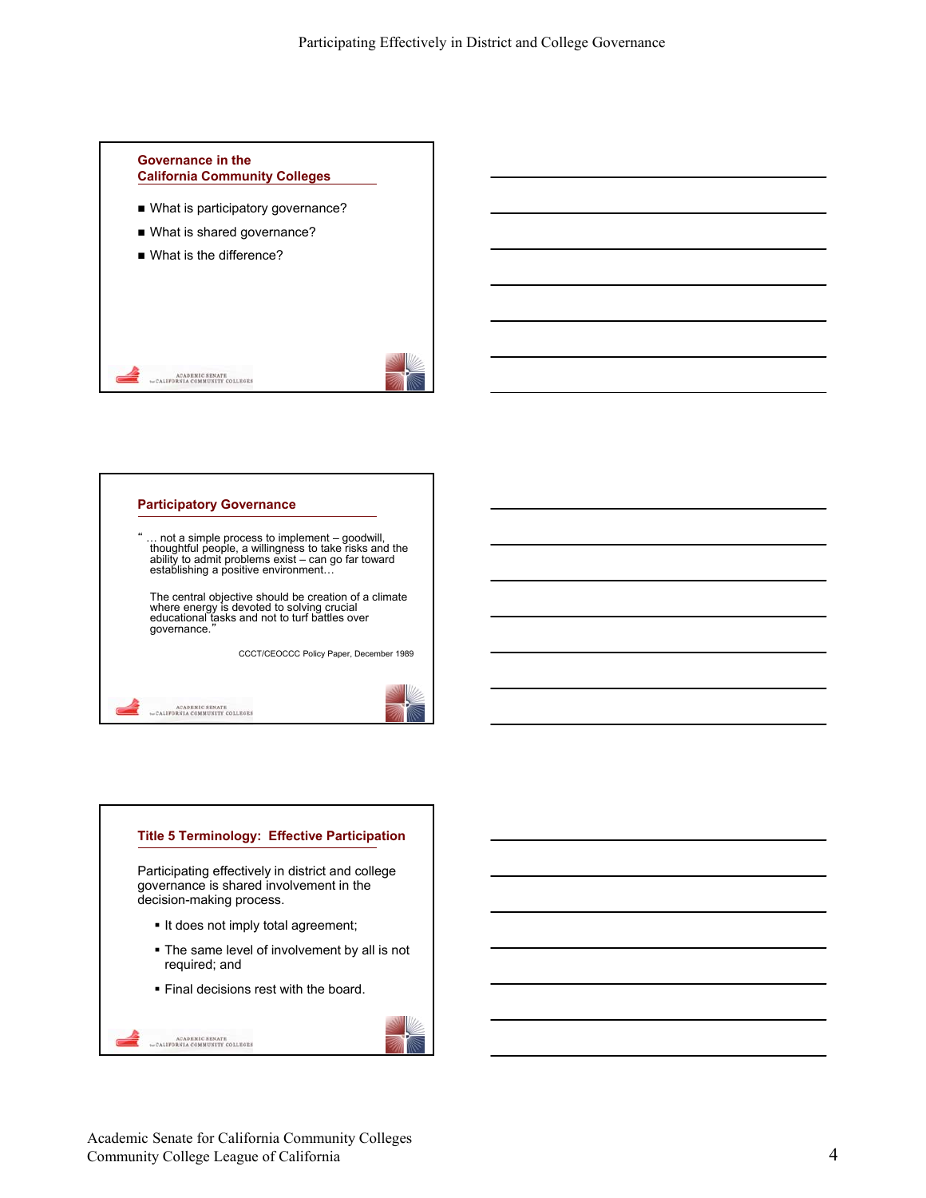## Governance in the California Community Colleges

- What is participatory governance?
- What is shared governance?
- What is the difference?

## Participatory Governance

" … not a simple process to implement – goodwill, thoughtful people, a willingness to take risks and the ability to admit problems exist – can go far toward establishing a positive environment…

The central objective should be creation of a climate where energy is devoted to solving crucial educational tasks and not to turf battles over governance."

CCCT/CEOCCC Policy Paper, December 1989

## Title 5 Terminology: Effective Participation

Participating effectively in district and college governance is shared involvement in the decision-making process.

- It does not imply total agreement;
- The same level of involvement by all is not required; and
- Final decisions rest with the board.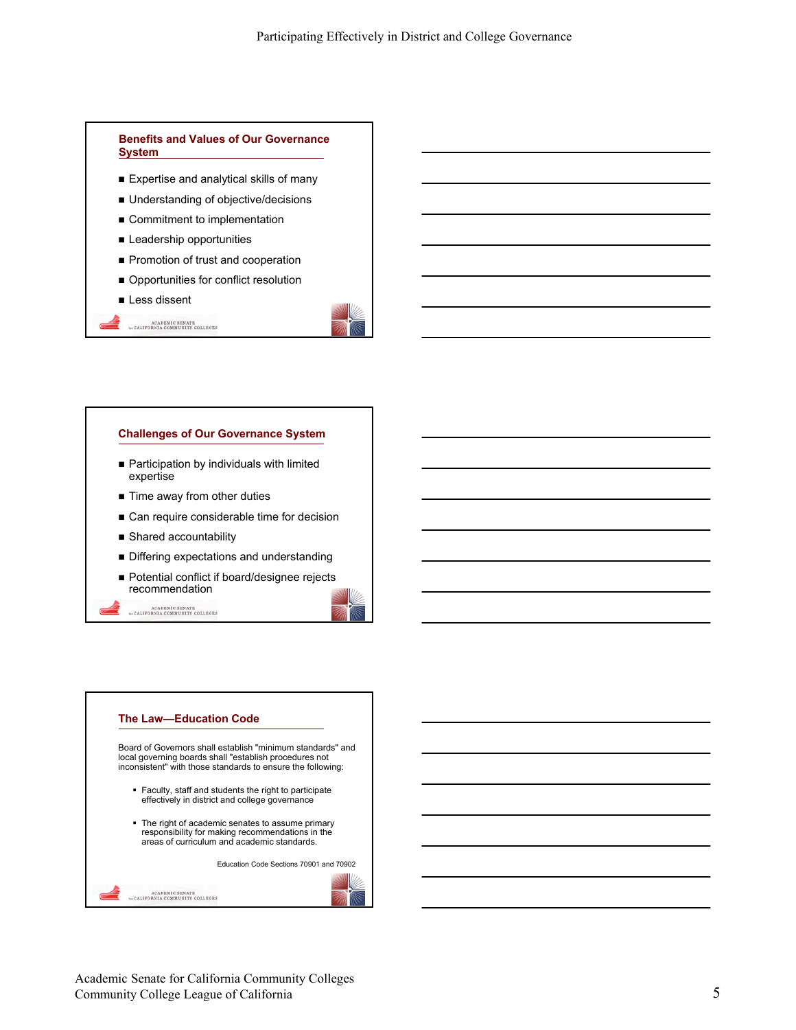## Benefits and Values of Our Governance System

- Expertise and analytical skills of many
- Understanding of objective/decisions
- Commitment to implementation
- Leadership opportunities
- Promotion of trust and cooperation
- Opportunities for conflict resolution
- Less dissent

## Challenges of Our Governance System

- Participation by individuals with limited expertise
- Time away from other duties
- Can require considerable time for decision
- Shared accountability
- Differing expectations and understanding
- Potential conflict if board/designee rejects recommendation

## The Law—Education Code

Board of Governors shall establish "minimum standards" and local governing boards shall "establish procedures not inconsistent" with those standards to ensure the following:

- Faculty, staff and students the right to participate effectively in district and college governance
- The right of academic senates to assume primary responsibility for making recommendations in the areas of curriculum and academic standards.

Education Code Sections 70901 and 70902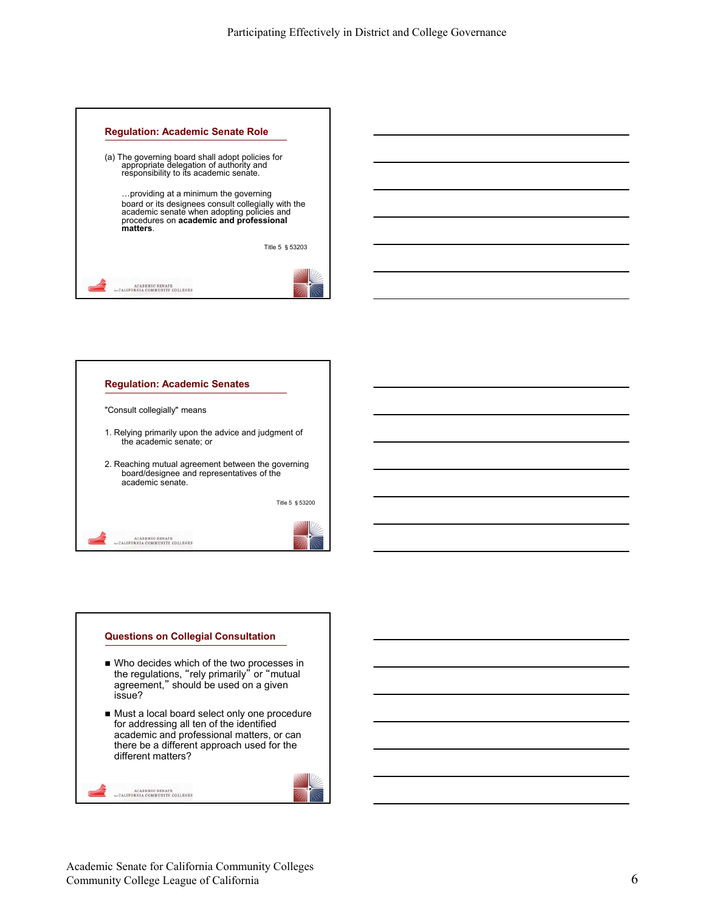## Regulation: Academic Senate Role

(a) The governing board shall adopt policies for appropriate delegation of authority and responsibility to its academic senate.

…providing at a minimum the governing board or its designees consult collegially with the academic senate when adopting policies and procedures on **academic and professional matters**.

Title 5 § 53203

## Regulation: Academic Senates

"Consult collegially" means

1. Relying primarily upon the advice and judgment of the academic senate; or

2. Reaching mutual agreement between the governing board/designee and representatives of the academic senate.

Title 5 § 53200

## Questions on Collegial Consultation

- Who decides which of the two processes in the regulations, "rely primarily" or "mutual agreement," should be used on a given issue?
- Must a local board select only one procedure for addressing all ten of the identified academic and professional matters, or can there be a different approach used for the different matters?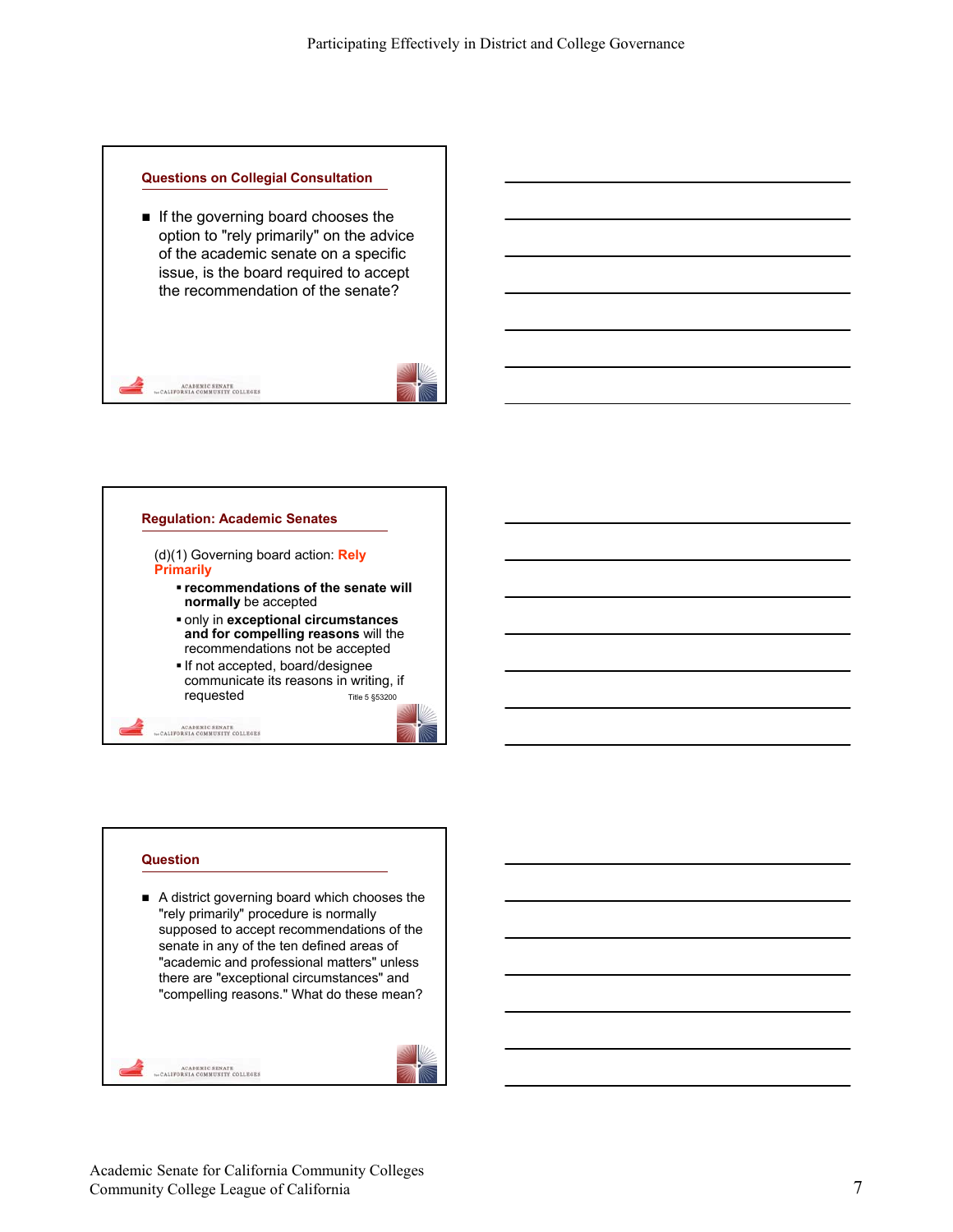## Questions on Collegial Consultation

- If the governing board chooses the option to "rely primarily" on the advice of the academic senate on a specific issue, is the board required to accept the recommendation of the senate?

## Regulation: Academic Senates

(d)(1) Governing board action: **Rely Primarily**

- **recommendations of the senate will normally** be accepted
- only in **exceptional circumstances and for compelling reasons** will the recommendations not be accepted
- If not accepted, board/designee communicate its reasons in writing, if requested

Title 5 §53200

## Question

- A district governing board which chooses the "rely primarily" procedure is normally supposed to accept recommendations of the senate in any of the ten defined areas of "academic and professional matters" unless there are "exceptional circumstances" and "compelling reasons." What do these mean?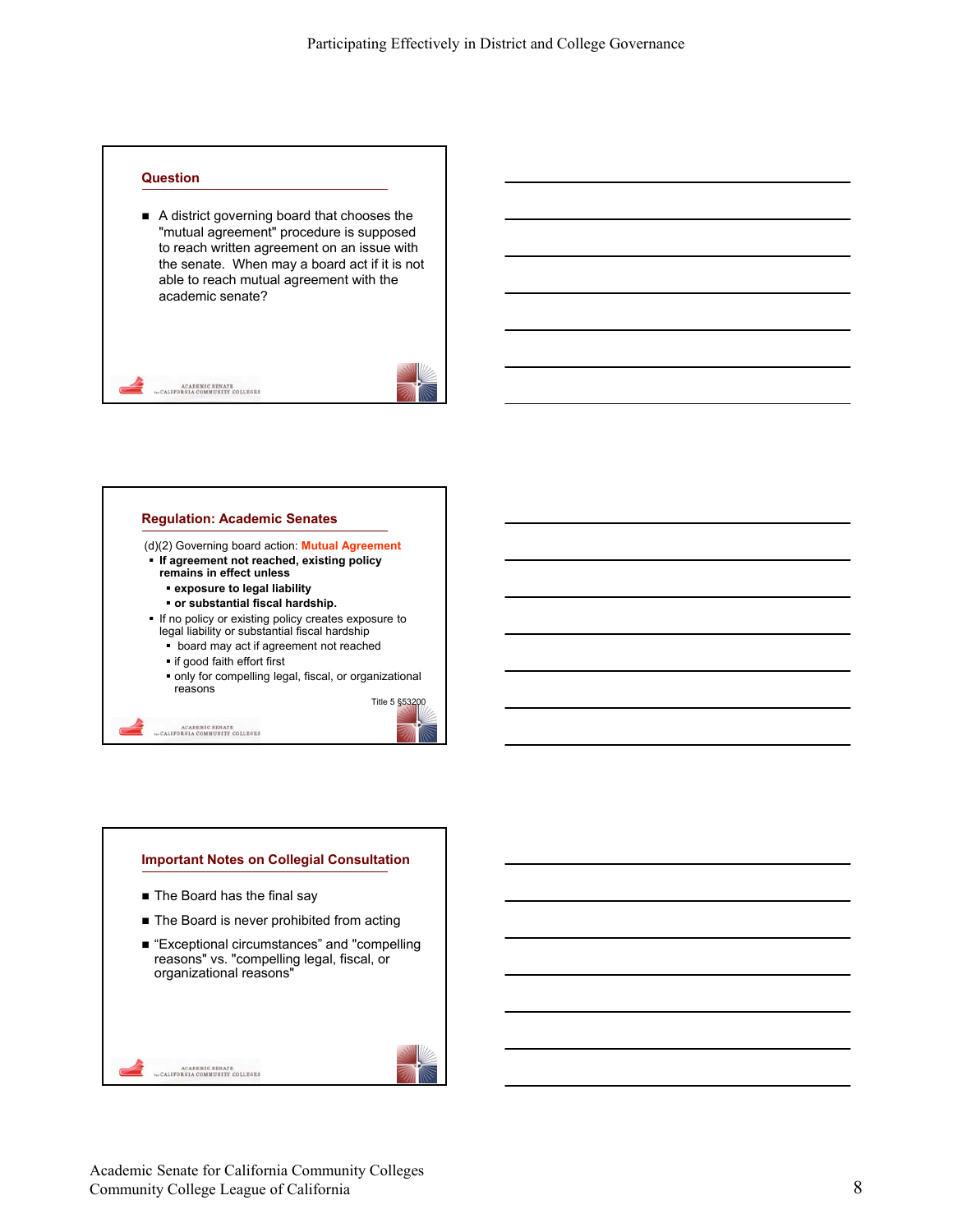## Question

- A district governing board that chooses the "mutual agreement" procedure is supposed to reach written agreement on an issue with the senate. When may a board act if it is not able to reach mutual agreement with the academic senate?

## Regulation: Academic Senates

(d)(2) Governing board action: Mutual Agreement

- **If agreement not reached, existing policy remains in effect unless**
  - **exposure to legal liability**
  - **or substantial fiscal hardship.**
- If no policy or existing policy creates exposure to legal liability or substantial fiscal hardship
  - board may act if agreement not reached
  - if good faith effort first
  - only for compelling legal, fiscal, or organizational reasons

Title 5 §53200

## Important Notes on Collegial Consultation

- The Board has the final say
- The Board is never prohibited from acting
- “Exceptional circumstances” and "compelling reasons" vs. "compelling legal, fiscal, or organizational reasons"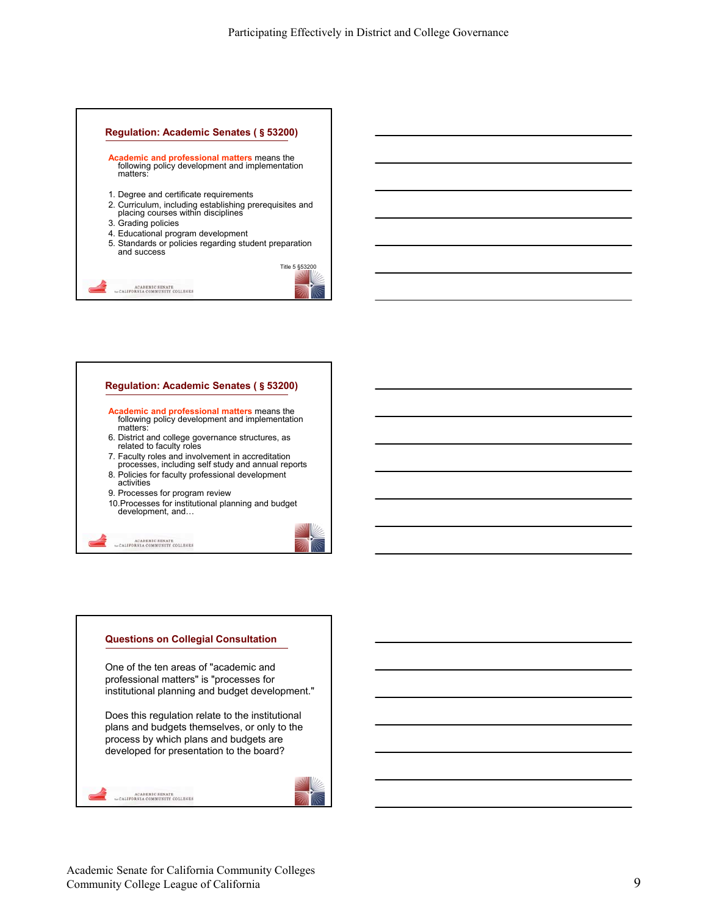## Regulation: Academic Senates ( § 53200)

**Academic and professional matters** means the following policy development and implementation matters:

1. Degree and certificate requirements
2. Curriculum, including establishing prerequisites and placing courses within disciplines
3. Grading policies
4. Educational program development
5. Standards or policies regarding student preparation and success

Title 5 §53200

## Regulation: Academic Senates ( § 53200)

**Academic and professional matters** means the following policy development and implementation matters:

6. District and college governance structures, as related to faculty roles
7. Faculty roles and involvement in accreditation processes, including self study and annual reports
8. Policies for faculty professional development activities
9. Processes for program review
10. Processes for institutional planning and budget development, and…

## Questions on Collegial Consultation

One of the ten areas of "academic and professional matters" is "processes for institutional planning and budget development."

Does this regulation relate to the institutional plans and budgets themselves, or only to the process by which plans and budgets are developed for presentation to the board?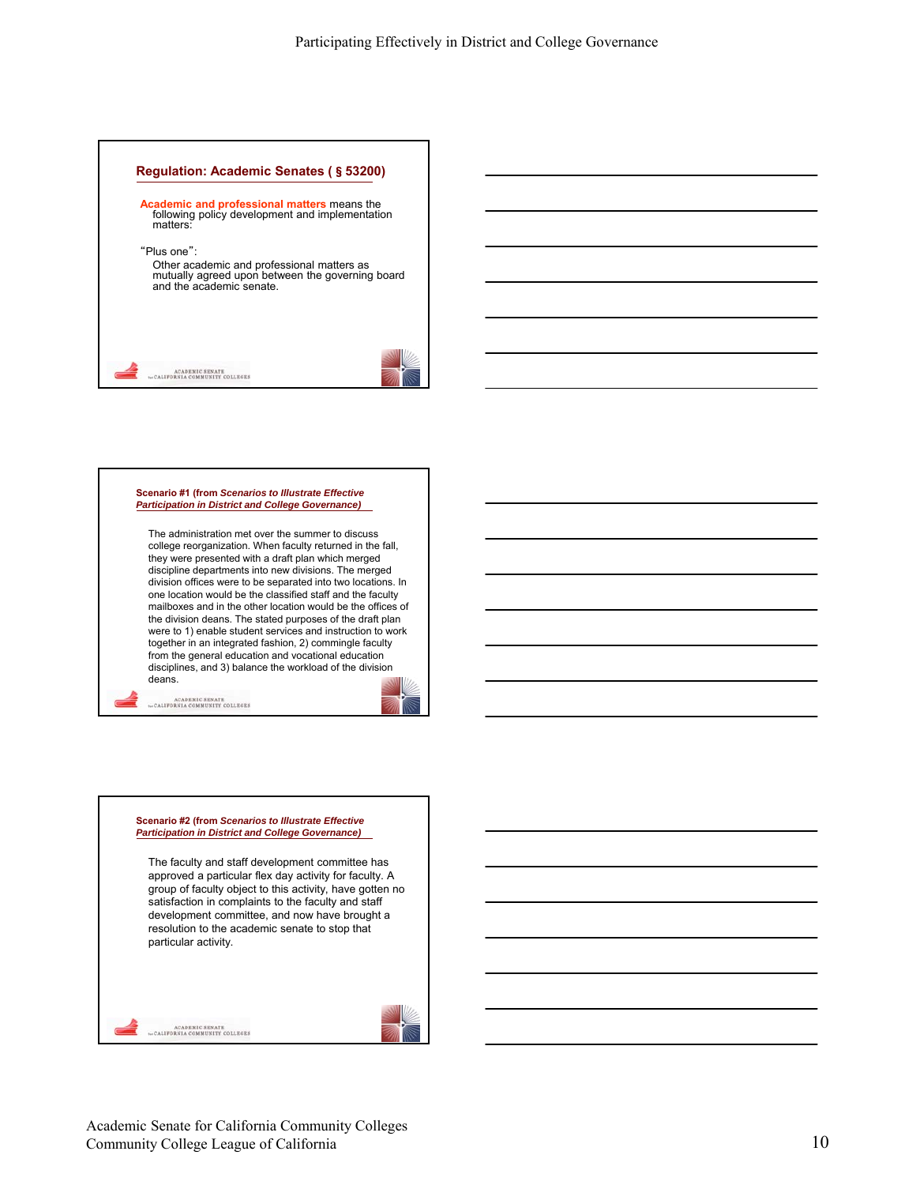## Regulation: Academic Senates ( § 53200)

**Academic and professional matters** means the following policy development and implementation matters:

"Plus one":

Other academic and professional matters as mutually agreed upon between the governing board and the academic senate.

---

**Scenario #1 (from *Scenarios to Illustrate Effective Participation in District and College Governance*)**

The administration met over the summer to discuss college reorganization. When faculty returned in the fall, they were presented with a draft plan which merged discipline departments into new divisions. The merged division offices were to be separated into two locations. In one location would be the classified staff and the faculty mailboxes and in the other location would be the offices of the division deans. The stated purposes of the draft plan were to 1) enable student services and instruction to work together in an integrated fashion, 2) commingle faculty from the general education and vocational education disciplines, and 3) balance the workload of the division deans.

---

**Scenario #2 (from *Scenarios to Illustrate Effective Participation in District and College Governance*)**

The faculty and staff development committee has approved a particular flex day activity for faculty. A group of faculty object to this activity, have gotten no satisfaction in complaints to the faculty and staff development committee, and now have brought a resolution to the academic senate to stop that particular activity.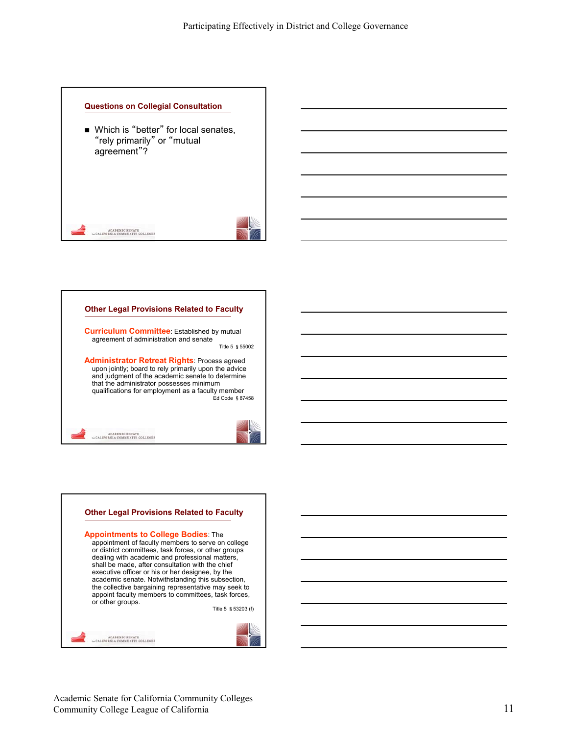## Questions on Collegial Consultation

- Which is "better" for local senates, "rely primarily" or "mutual agreement"?

## Other Legal Provisions Related to Faculty

**Curriculum Committee**: Established by mutual agreement of administration and senate

Title 5 § 55002

**Administrator Retreat Rights**: Process agreed upon jointly; board to rely primarily upon the advice and judgment of the academic senate to determine that the administrator possesses minimum qualifications for employment as a faculty member

Ed Code § 87458

## Other Legal Provisions Related to Faculty

**Appointments to College Bodies**: The appointment of faculty members to serve on college or district committees, task forces, or other groups dealing with academic and professional matters, shall be made, after consultation with the chief executive officer or his or her designee, by the academic senate. Notwithstanding this subsection, the collective bargaining representative may seek to appoint faculty members to committees, task forces, or other groups.

Title 5 § 53203 (f)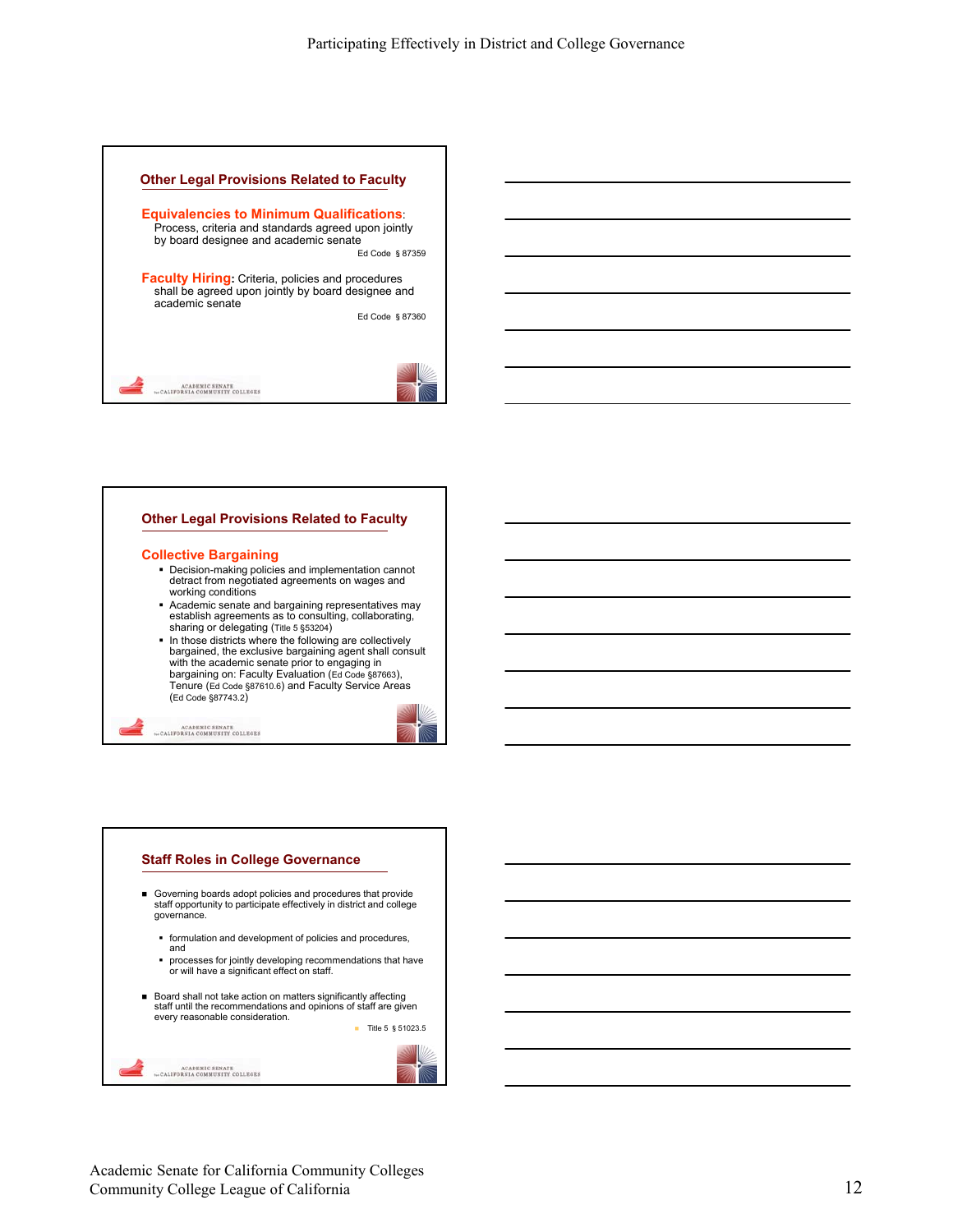## Other Legal Provisions Related to Faculty

**Equivalencies to Minimum Qualifications**: Process, criteria and standards agreed upon jointly by board designee and academic senate

Ed Code § 87359

**Faculty Hiring:** Criteria, policies and procedures shall be agreed upon jointly by board designee and academic senate

Ed Code § 87360

## Other Legal Provisions Related to Faculty

**Collective Bargaining**

- Decision-making policies and implementation cannot detract from negotiated agreements on wages and working conditions
- Academic senate and bargaining representatives may establish agreements as to consulting, collaborating, sharing or delegating (Title 5 §53204)
- In those districts where the following are collectively bargained, the exclusive bargaining agent shall consult with the academic senate prior to engaging in bargaining on: Faculty Evaluation (Ed Code §87663), Tenure (Ed Code §87610.6) and Faculty Service Areas (Ed Code §87743.2)

## Staff Roles in College Governance

- Governing boards adopt policies and procedures that provide staff opportunity to participate effectively in district and college governance.
  - formulation and development of policies and procedures, and
  - processes for jointly developing recommendations that have or will have a significant effect on staff.
- Board shall not take action on matters significantly affecting staff until the recommendations and opinions of staff are given every reasonable consideration.

Title 5 § 51023.5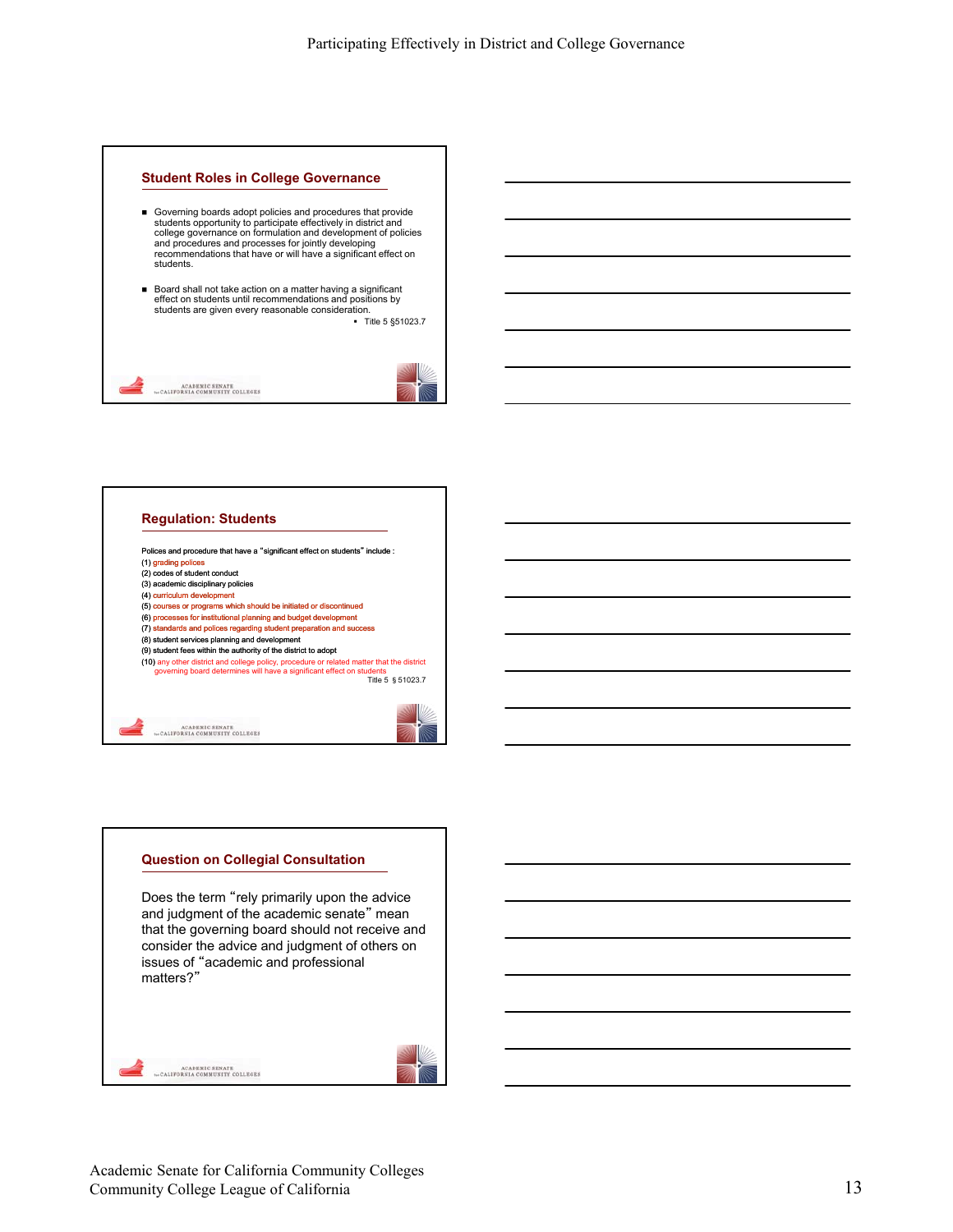## Student Roles in College Governance

- Governing boards adopt policies and procedures that provide students opportunity to participate effectively in district and college governance on formulation and development of policies and procedures and processes for jointly developing recommendations that have or will have a significant effect on students.
- Board shall not take action on a matter having a significant effect on students until recommendations and positions by students are given every reasonable consideration.
  - Title 5 §51023.7

## Regulation: Students

Polices and procedure that have a "significant effect on students" include :

(1) grading polices
(2) codes of student conduct
(3) academic disciplinary policies
(4) curriculum development
(5) courses or programs which should be initiated or discontinued
(6) processes for institutional planning and budget development
(7) standards and polices regarding student preparation and success
(8) student services planning and development
(9) student fees within the authority of the district to adopt
(10) any other district and college policy, procedure or related matter that the district governing board determines will have a significant effect on students

Title 5 § 51023.7

## Question on Collegial Consultation

Does the term "rely primarily upon the advice and judgment of the academic senate" mean that the governing board should not receive and consider the advice and judgment of others on issues of "academic and professional matters?"

Academic Senate for California Community Colleges
Community College League of California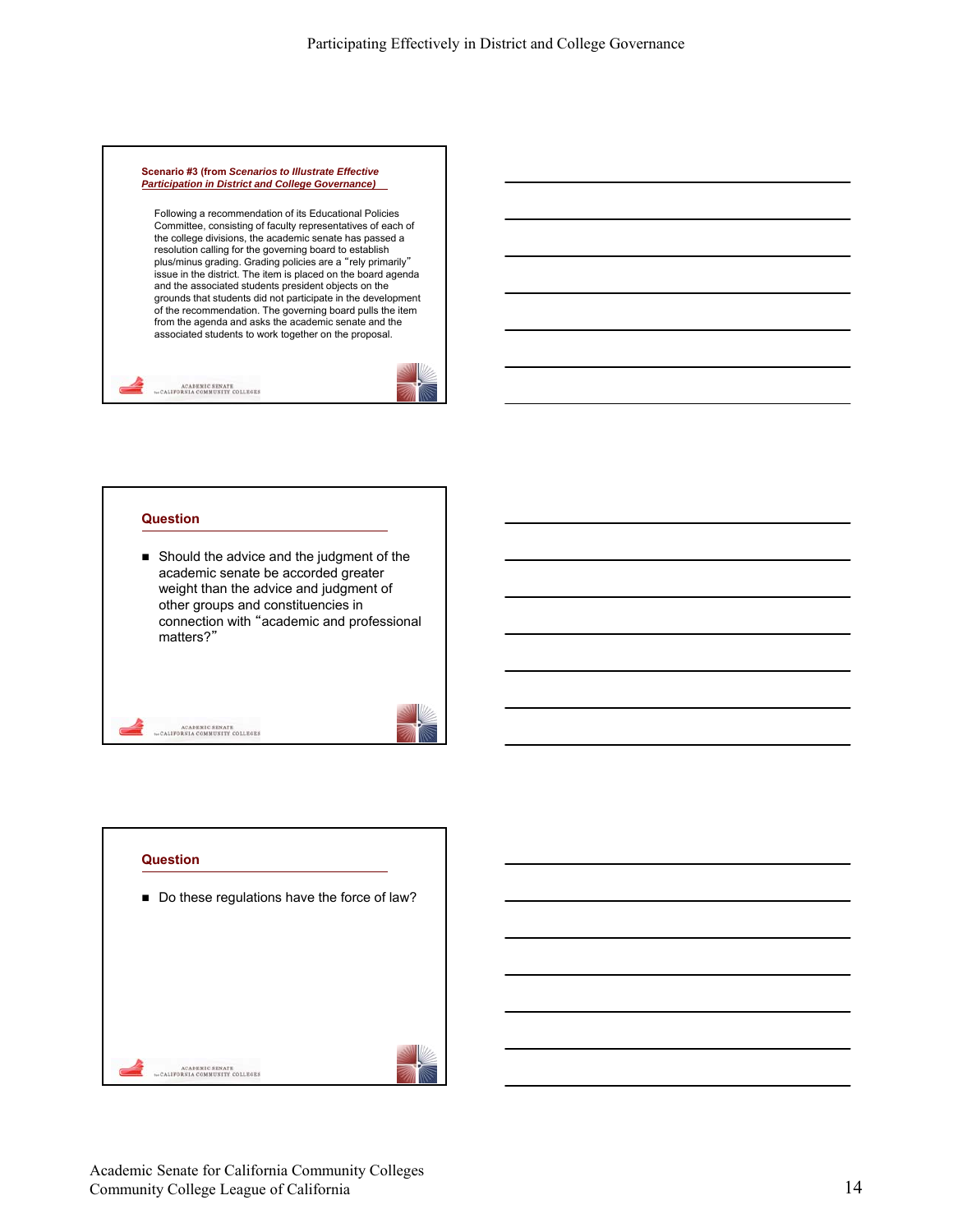**Scenario #3 (from *Scenarios to Illustrate Effective Participation in District and College Governance*)**

Following a recommendation of its Educational Policies Committee, consisting of faculty representatives of each of the college divisions, the academic senate has passed a resolution calling for the governing board to establish plus/minus grading. Grading policies are a "rely primarily" issue in the district. The item is placed on the board agenda and the associated students president objects on the grounds that students did not participate in the development of the recommendation. The governing board pulls the item from the agenda and asks the academic senate and the associated students to work together on the proposal.

**Question**

- Should the advice and the judgment of the academic senate be accorded greater weight than the advice and judgment of other groups and constituencies in connection with "academic and professional matters?"

**Question**

- Do these regulations have the force of law?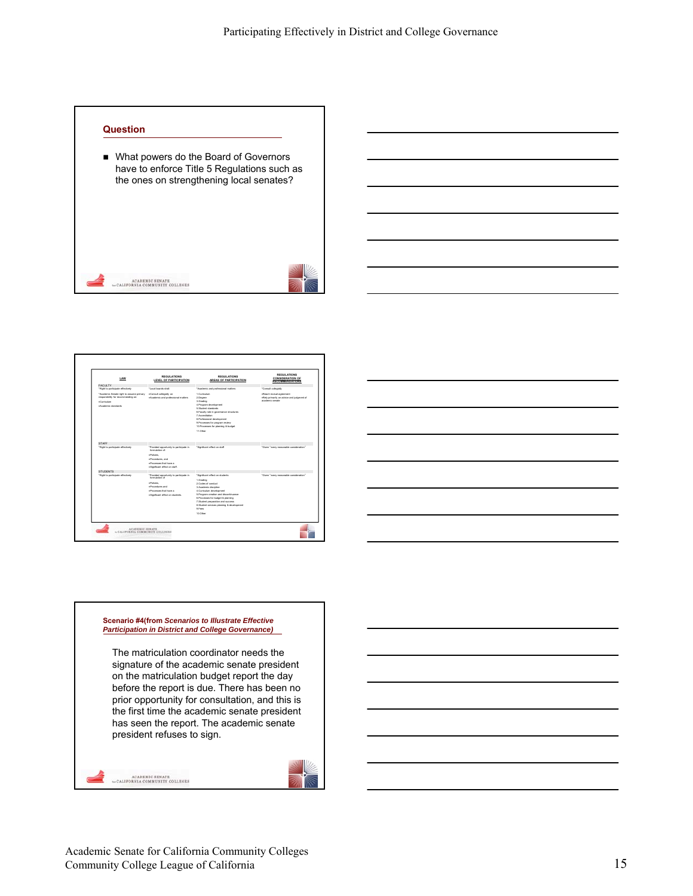## Question

- What powers do the Board of Governors have to enforce Title 5 Regulations such as the ones on strengthening local senates?

| LAW | REGULATIONS LEVEL OF PARTICIPATION | REGULATIONS AREAS OF PARTICIPATION | REGULATIONS CONSIDERATION OF RECOMMENDATIONS |
|---|---|---|---|
| FACULTY | | | |
| "Right to participate effectively<br>"Academic Senate right to assume primary responsibility for recommending on<br>•Curriculum<br>•Academic standards | "Local boards shall:<br>•Consult collegially on<br>•Academic and professional matters | "Academic and professional matters<br>1.Curriculum<br>2.Degrees<br>3.Grading<br>4.Program development<br>5.Student standards<br>6.Faculty role in governance structures<br>7.Accreditation<br>8.Professional development<br>9.Processes for program review<br>10.Processes for planning & budget<br>11.Other | "Consult collegially<br>•Reach mutual agreement<br>•Rely primarily on advice and judgment of academic senate |
| STAFF | | | |
| "Right to participate effectively | "Provided opportunity to participate in formulation of:<br>•Policies,<br>•Procedures, and<br>•Processes that have a<br>•Significant effect on staff. | "Significant effect on staff | "Given "every reasonable consideration" |
| STUDENTS | | | |
| "Right to participate effectively | "Provided opportunity to participate in formulation of<br>•Policies,<br>•Procedures and<br>•Processes that have a<br>•Significant effect on students. | "Significant effect on students<br>1.Grading<br>2.Codes of conduct<br>3.Academic discipline<br>4.Curriculum development<br>5.Program creation and discontinuance<br>6.Processes for budget & planning<br>7.Student preparation and success<br>8.Student services planning & development<br>9.Fees<br>10.Other | "Given "every reasonable consideration" |

## Scenario #4 (from *Scenarios to Illustrate Effective Participation in District and College Governance*)

The matriculation coordinator needs the signature of the academic senate president on the matriculation budget report the day before the report is due. There has been no prior opportunity for consultation, and this is the first time the academic senate president has seen the report. The academic senate president refuses to sign.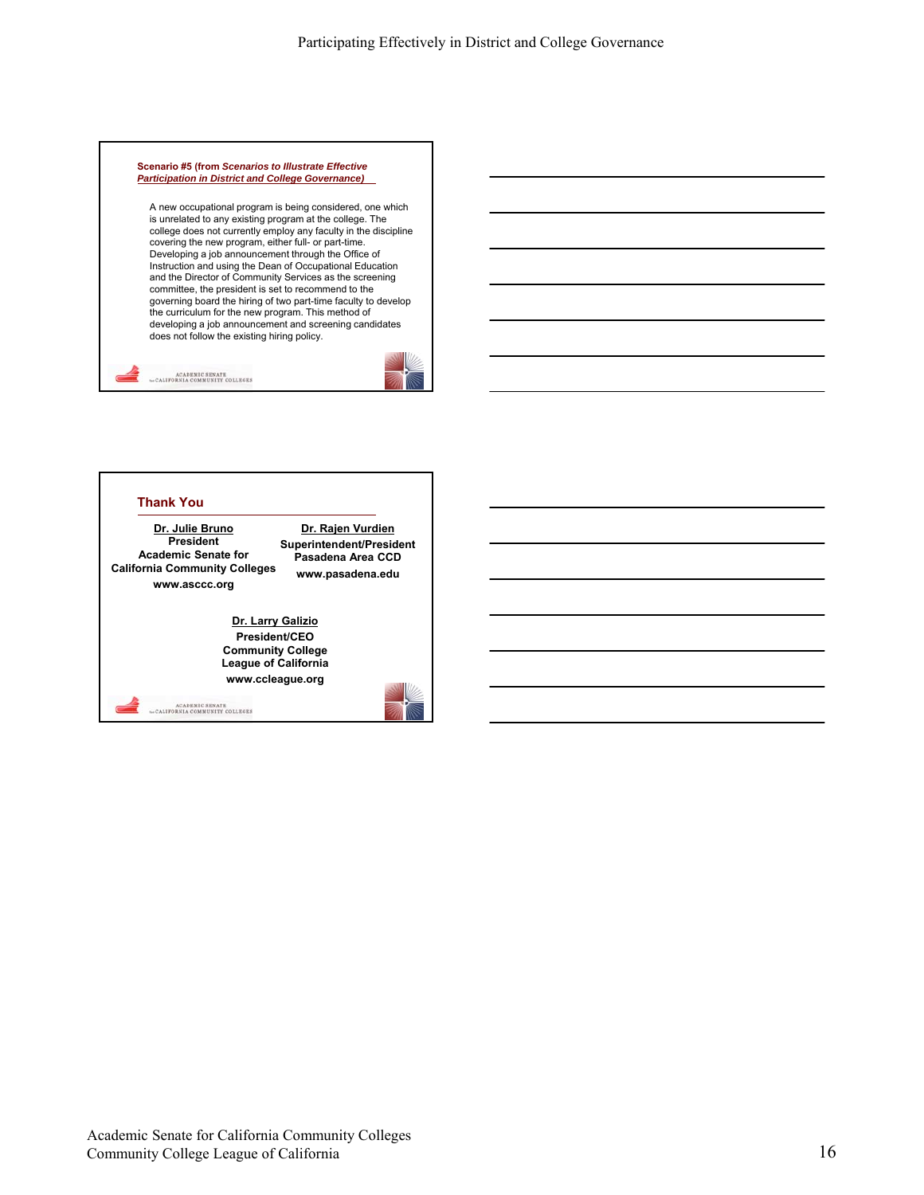**Scenario #5 (from *Scenarios to Illustrate Effective Participation in District and College Governance*)**

A new occupational program is being considered, one which is unrelated to any existing program at the college. The college does not currently employ any faculty in the discipline covering the new program, either full- or part-time. Developing a job announcement through the Office of Instruction and using the Dean of Occupational Education and the Director of Community Services as the screening committee, the president is set to recommend to the governing board the hiring of two part-time faculty to develop the curriculum for the new program. This method of developing a job announcement and screening candidates does not follow the existing hiring policy.

ACADEMIC SENATE for CALIFORNIA COMMUNITY COLLEGES

## Thank You

**Dr. Julie Bruno**
**President**
**Academic Senate for California Community Colleges**
**www.asccc.org**

**Dr. Rajen Vurdien**
**Superintendent/President**
**Pasadena Area CCD**
**www.pasadena.edu**

**Dr. Larry Galizio**
**President/CEO**
**Community College League of California**
**www.ccleague.org**

ACADEMIC SENATE for CALIFORNIA COMMUNITY COLLEGES